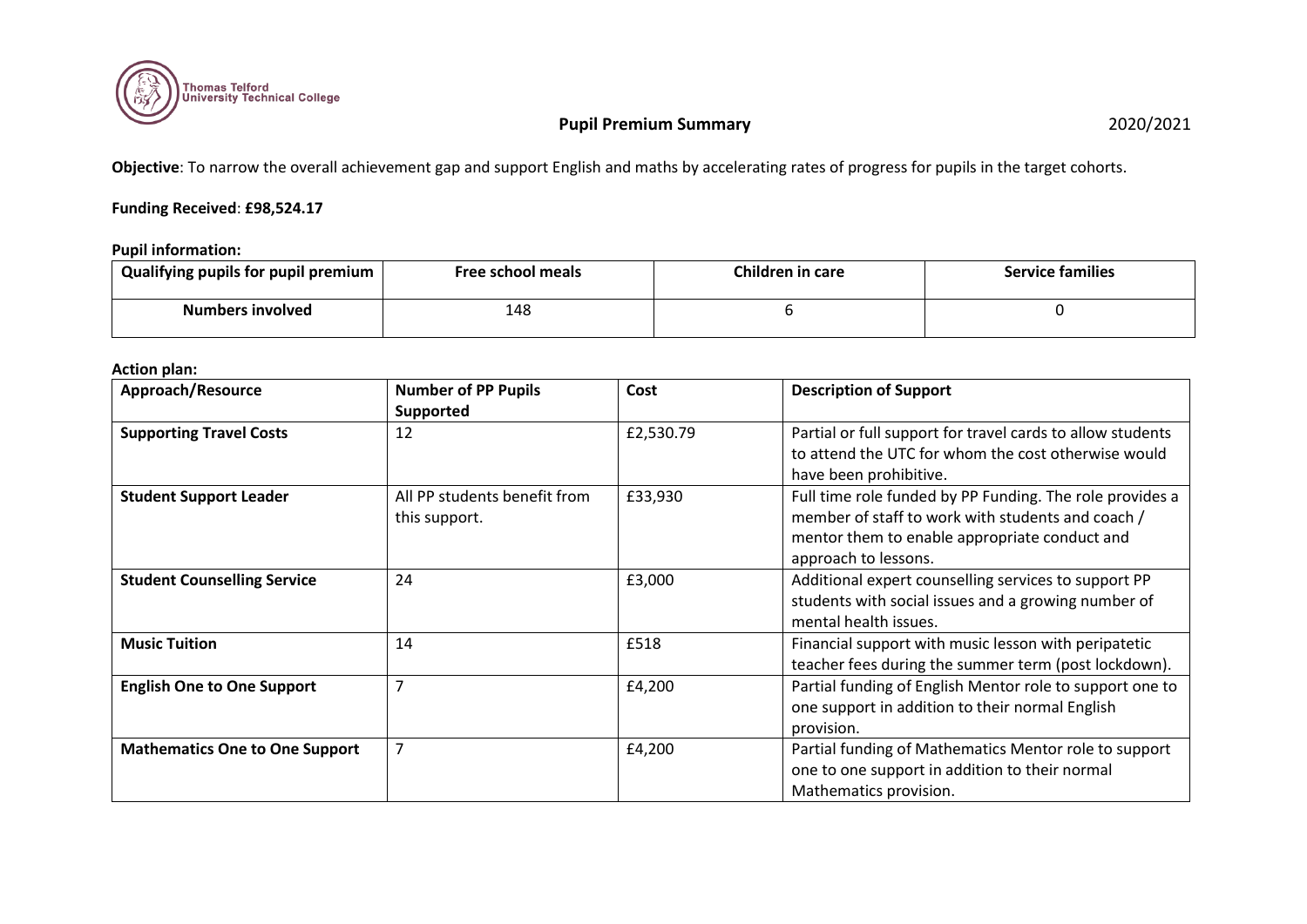Thomas Telford University Technical College

# Pupil Premium Summary

2020/2021

**Objective**: To narrow the overall achievement gap and support English and maths by accelerating rates of progress for pupils in the target cohorts.

**Funding Received**: **£98,524.17**

**Pupil information:**

| Qualifying pupils for pupil premium | Free school meals | Children in care | Service families |
|---|---|---|---|
| **Numbers involved** | 148 | 6 | 0 |

**Action plan:**

| Approach/Resource | Number of PP Pupils Supported | Cost | Description of Support |
|---|---|---|---|
| **Supporting Travel Costs** | 12 | £2,530.79 | Partial or full support for travel cards to allow students to attend the UTC for whom the cost otherwise would have been prohibitive. |
| **Student Support Leader** | All PP students benefit from this support. | £33,930 | Full time role funded by PP Funding. The role provides a member of staff to work with students and coach / mentor them to enable appropriate conduct and approach to lessons. |
| **Student Counselling Service** | 24 | £3,000 | Additional expert counselling services to support PP students with social issues and a growing number of mental health issues. |
| **Music Tuition** | 14 | £518 | Financial support with music lesson with peripatetic teacher fees during the summer term (post lockdown). |
| **English One to One Support** | 7 | £4,200 | Partial funding of English Mentor role to support one to one support in addition to their normal English provision. |
| **Mathematics One to One Support** | 7 | £4,200 | Partial funding of Mathematics Mentor role to support one to one support in addition to their normal Mathematics provision. |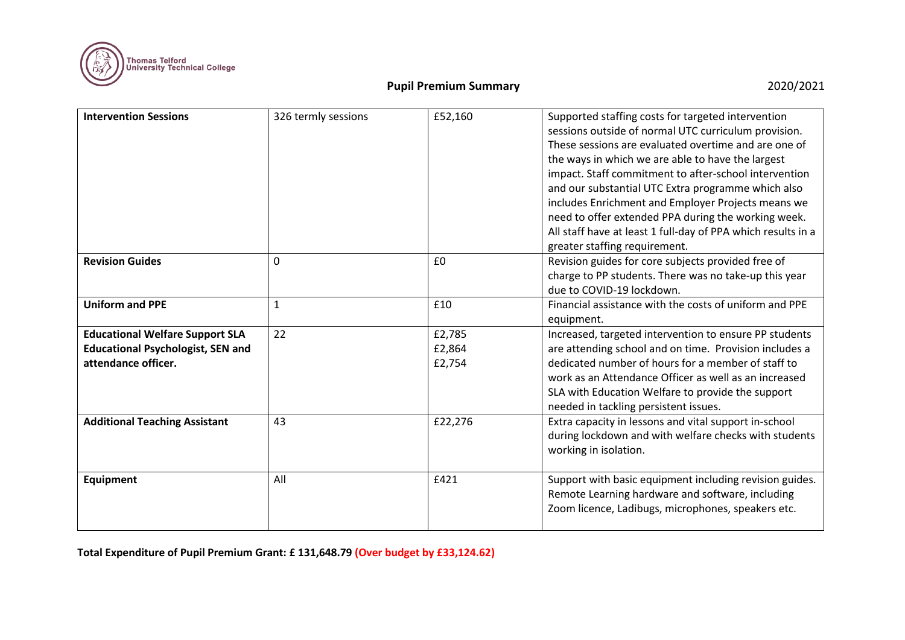## Pupil Premium Summary

2020/2021

| | | | |
|---|---|---|---|
| **Intervention Sessions** | 326 termly sessions | £52,160 | Supported staffing costs for targeted intervention sessions outside of normal UTC curriculum provision. These sessions are evaluated overtime and are one of the ways in which we are able to have the largest impact. Staff commitment to after-school intervention and our substantial UTC Extra programme which also includes Enrichment and Employer Projects means we need to offer extended PPA during the working week. All staff have at least 1 full-day of PPA which results in a greater staffing requirement. |
| **Revision Guides** | 0 | £0 | Revision guides for core subjects provided free of charge to PP students. There was no take-up this year due to COVID-19 lockdown. |
| **Uniform and PPE** | 1 | £10 | Financial assistance with the costs of uniform and PPE equipment. |
| **Educational Welfare Support SLA Educational Psychologist, SEN and attendance officer.** | 22 | £2,785<br>£2,864<br>£2,754 | Increased, targeted intervention to ensure PP students are attending school and on time. Provision includes a dedicated number of hours for a member of staff to work as an Attendance Officer as well as an increased SLA with Education Welfare to provide the support needed in tackling persistent issues. |
| **Additional Teaching Assistant** | 43 | £22,276 | Extra capacity in lessons and vital support in-school during lockdown and with welfare checks with students working in isolation. |
| **Equipment** | All | £421 | Support with basic equipment including revision guides. Remote Learning hardware and software, including Zoom licence, Ladibugs, microphones, speakers etc. |

**Total Expenditure of Pupil Premium Grant: £ 131,648.79 (Over budget by £33,124.62)**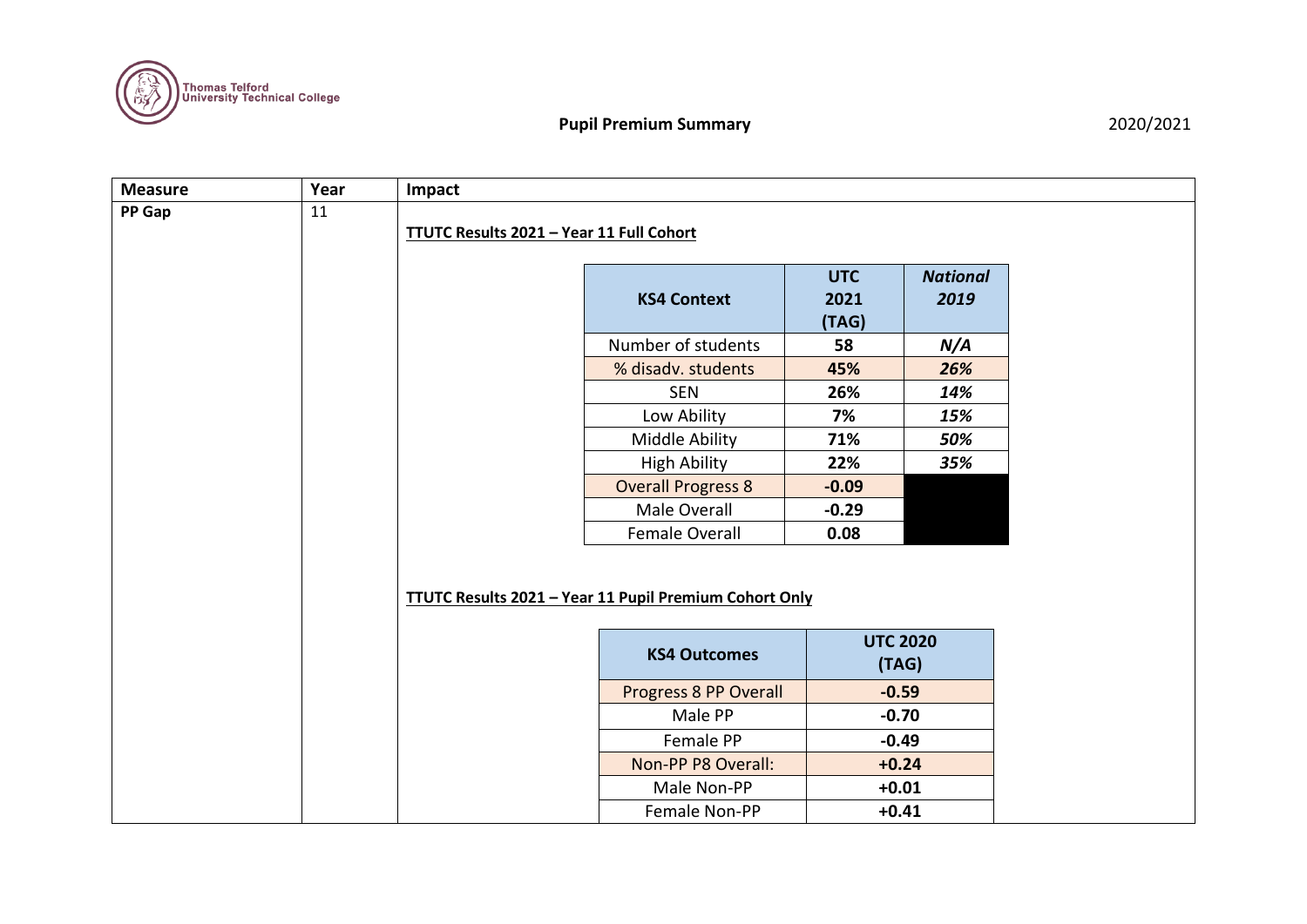**Pupil Premium Summary** 2020/2021

| Measure | Year | Impact |
|---|---|---|
| PP Gap | 11 | (see below) |

**TTUTC Results 2021 – Year 11 Full Cohort**

| KS4 Context | UTC 2021 (TAG) | *National 2019* |
|---|---|---|
| Number of students | **58** | ***N/A*** |
| % disadv. students | **45%** | ***26%*** |
| SEN | **26%** | ***14%*** |
| Low Ability | **7%** | ***15%*** |
| Middle Ability | **71%** | ***50%*** |
| High Ability | **22%** | ***35%*** |
| Overall Progress 8 | **-0.09** | |
| Male Overall | **-0.29** | |
| Female Overall | **0.08** | |

**TTUTC Results 2021 – Year 11 Pupil Premium Cohort Only**

| KS4 Outcomes | UTC 2020 (TAG) |
|---|---|
| Progress 8 PP Overall | **-0.59** |
| Male PP | **-0.70** |
| Female PP | **-0.49** |
| Non-PP P8 Overall: | **+0.24** |
| Male Non-PP | **+0.01** |
| Female Non-PP | **+0.41** |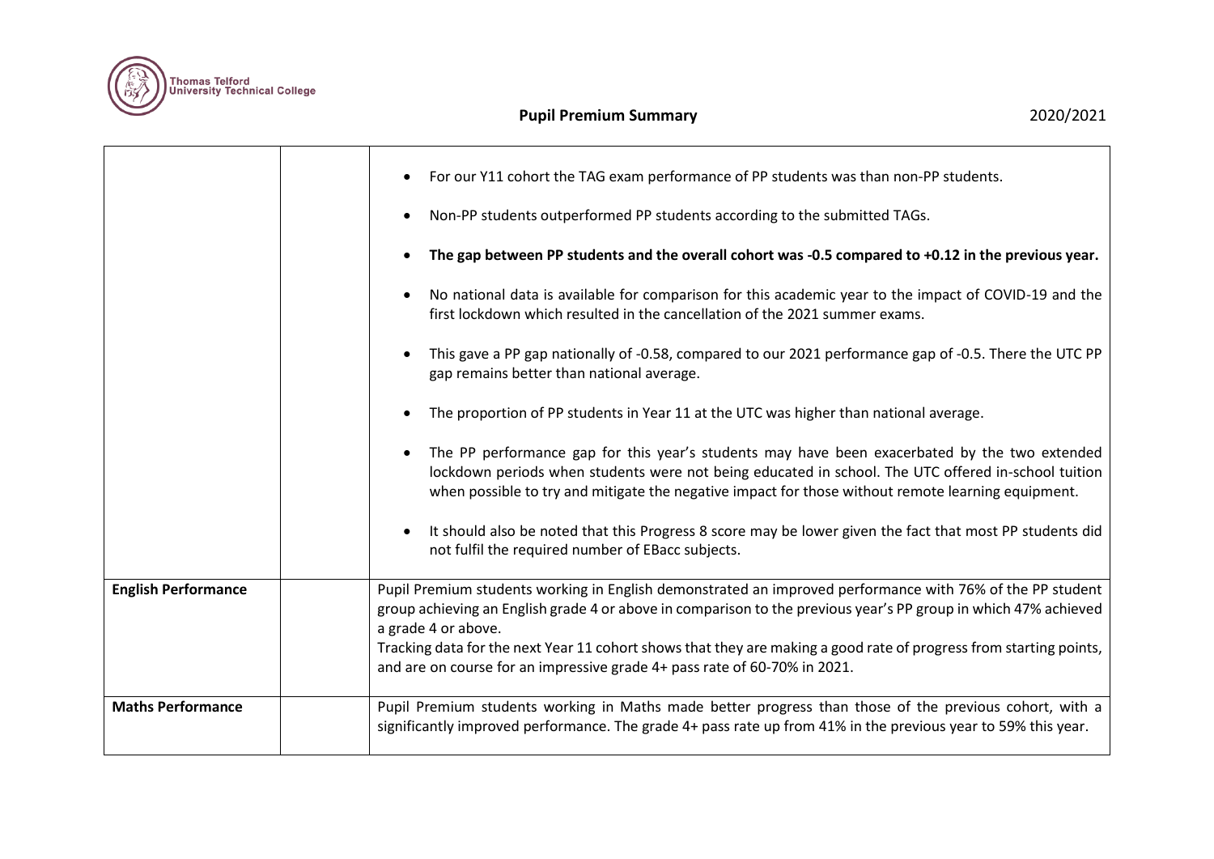| | | |
|---|---|---|
| | | • For our Y11 cohort the TAG exam performance of PP students was than non-PP students.<br><br>• Non-PP students outperformed PP students according to the submitted TAGs.<br><br>• **The gap between PP students and the overall cohort was -0.5 compared to +0.12 in the previous year.**<br><br>• No national data is available for comparison for this academic year to the impact of COVID-19 and the first lockdown which resulted in the cancellation of the 2021 summer exams.<br><br>• This gave a PP gap nationally of -0.58, compared to our 2021 performance gap of -0.5. There the UTC PP gap remains better than national average.<br><br>• The proportion of PP students in Year 11 at the UTC was higher than national average.<br><br>• The PP performance gap for this year's students may have been exacerbated by the two extended lockdown periods when students were not being educated in school. The UTC offered in-school tuition when possible to try and mitigate the negative impact for those without remote learning equipment.<br><br>• It should also be noted that this Progress 8 score may be lower given the fact that most PP students did not fulfil the required number of EBacc subjects. |
| **English Performance** | | Pupil Premium students working in English demonstrated an improved performance with 76% of the PP student group achieving an English grade 4 or above in comparison to the previous year's PP group in which 47% achieved a grade 4 or above.<br>Tracking data for the next Year 11 cohort shows that they are making a good rate of progress from starting points, and are on course for an impressive grade 4+ pass rate of 60-70% in 2021. |
| **Maths Performance** | | Pupil Premium students working in Maths made better progress than those of the previous cohort, with a significantly improved performance. The grade 4+ pass rate up from 41% in the previous year to 59% this year. |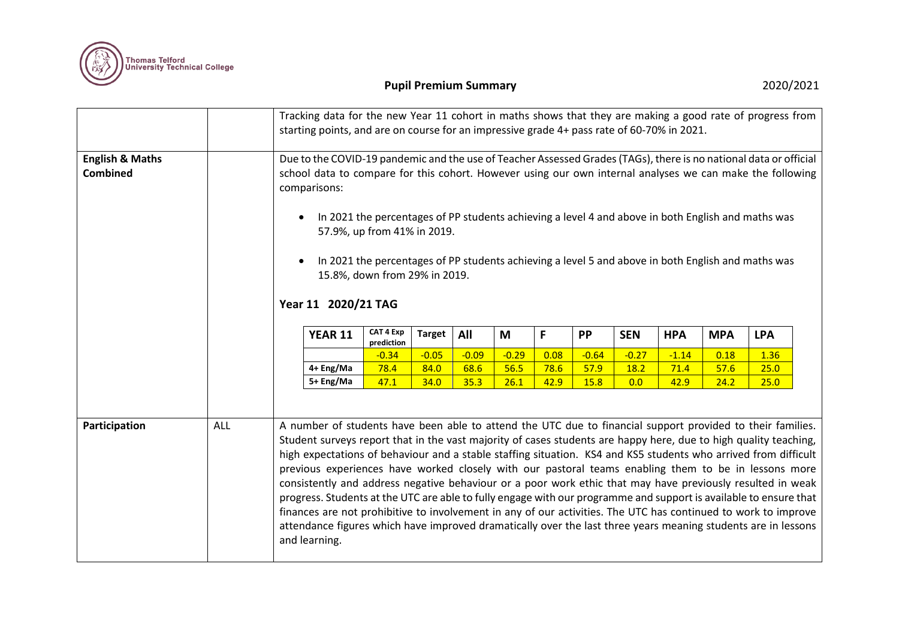| | | |
|---|---|---|
| | | Tracking data for the new Year 11 cohort in maths shows that they are making a good rate of progress from starting points, and are on course for an impressive grade 4+ pass rate of 60-70% in 2021. |
| **English & Maths Combined** | | Due to the COVID-19 pandemic and the use of Teacher Assessed Grades (TAGs), there is no national data or official school data to compare for this cohort. However using our own internal analyses we can make the following comparisons:<br><br>• In 2021 the percentages of PP students achieving a level 4 and above in both English and maths was 57.9%, up from 41% in 2019.<br><br>• In 2021 the percentages of PP students achieving a level 5 and above in both English and maths was 15.8%, down from 29% in 2019.<br><br>**Year 11 2020/21 TAG** |
| **Participation** | ALL | A number of students have been able to attend the UTC due to financial support provided to their families. Student surveys report that in the vast majority of cases students are happy here, due to high quality teaching, high expectations of behaviour and a stable staffing situation. KS4 and KS5 students who arrived from difficult previous experiences have worked closely with our pastoral teams enabling them to be in lessons more consistently and address negative behaviour or a poor work ethic that may have previously resulted in weak progress. Students at the UTC are able to fully engage with our programme and support is available to ensure that finances are not prohibitive to involvement in any of our activities. The UTC has continued to work to improve attendance figures which have improved dramatically over the last three years meaning students are in lessons and learning. |

**Year 11 2020/21 TAG**

| YEAR 11 | CAT 4 Exp prediction | Target | All | M | F | PP | SEN | HPA | MPA | LPA |
|---|---|---|---|---|---|---|---|---|---|---|
| | -0.34 | -0.05 | -0.09 | -0.29 | 0.08 | -0.64 | -0.27 | -1.14 | 0.18 | 1.36 |
| 4+ Eng/Ma | 78.4 | 84.0 | 68.6 | 56.5 | 78.6 | 57.9 | 18.2 | 71.4 | 57.6 | 25.0 |
| 5+ Eng/Ma | 47.1 | 34.0 | 35.3 | 26.1 | 42.9 | 15.8 | 0.0 | 42.9 | 24.2 | 25.0 |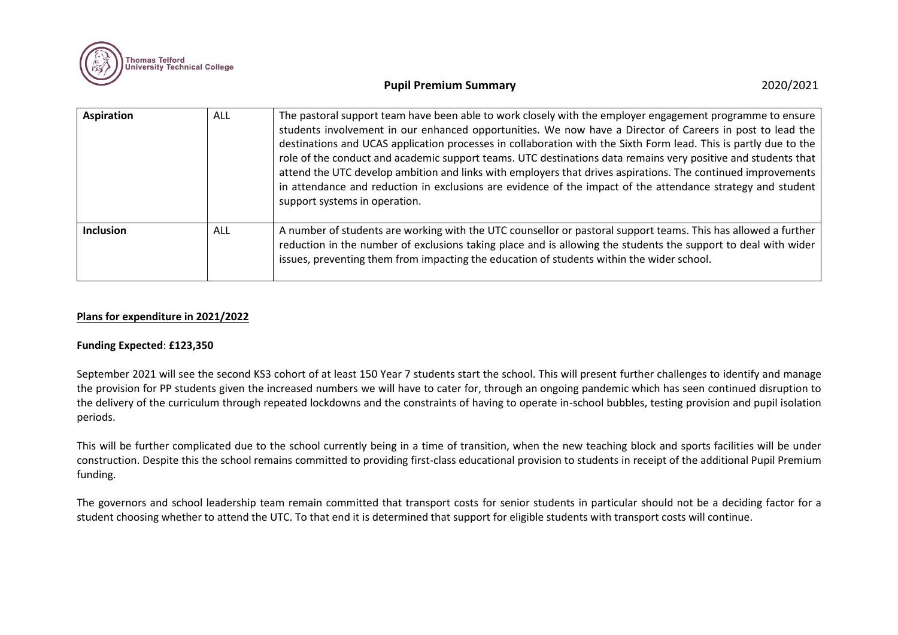| Aspiration | ALL | The pastoral support team have been able to work closely with the employer engagement programme to ensure students involvement in our enhanced opportunities. We now have a Director of Careers in post to lead the destinations and UCAS application processes in collaboration with the Sixth Form lead. This is partly due to the role of the conduct and academic support teams. UTC destinations data remains very positive and students that attend the UTC develop ambition and links with employers that drives aspirations. The continued improvements in attendance and reduction in exclusions are evidence of the impact of the attendance strategy and student support systems in operation. |
|---|---|---|
| **Inclusion** | ALL | A number of students are working with the UTC counsellor or pastoral support teams. This has allowed a further reduction in the number of exclusions taking place and is allowing the students the support to deal with wider issues, preventing them from impacting the education of students within the wider school. |

**Plans for expenditure in 2021/2022**

**Funding Expected**: **£123,350**

September 2021 will see the second KS3 cohort of at least 150 Year 7 students start the school. This will present further challenges to identify and manage the provision for PP students given the increased numbers we will have to cater for, through an ongoing pandemic which has seen continued disruption to the delivery of the curriculum through repeated lockdowns and the constraints of having to operate in-school bubbles, testing provision and pupil isolation periods.

This will be further complicated due to the school currently being in a time of transition, when the new teaching block and sports facilities will be under construction. Despite this the school remains committed to providing first-class educational provision to students in receipt of the additional Pupil Premium funding.

The governors and school leadership team remain committed that transport costs for senior students in particular should not be a deciding factor for a student choosing whether to attend the UTC. To that end it is determined that support for eligible students with transport costs will continue.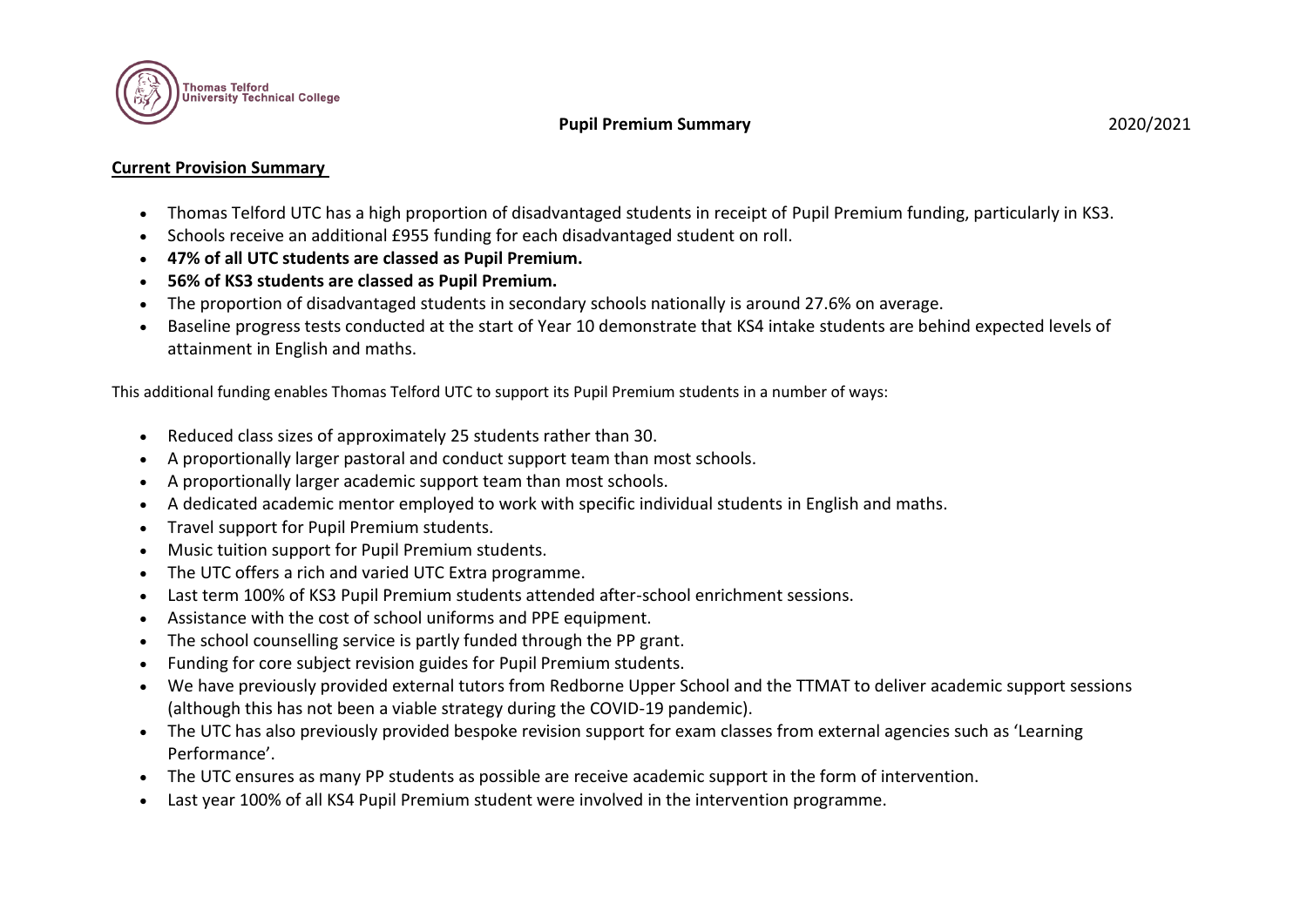**Pupil Premium Summary** 2020/2021

## Current Provision Summary

- Thomas Telford UTC has a high proportion of disadvantaged students in receipt of Pupil Premium funding, particularly in KS3.
- Schools receive an additional £955 funding for each disadvantaged student on roll.
- **47% of all UTC students are classed as Pupil Premium.**
- **56% of KS3 students are classed as Pupil Premium.**
- The proportion of disadvantaged students in secondary schools nationally is around 27.6% on average.
- Baseline progress tests conducted at the start of Year 10 demonstrate that KS4 intake students are behind expected levels of attainment in English and maths.

This additional funding enables Thomas Telford UTC to support its Pupil Premium students in a number of ways:

- Reduced class sizes of approximately 25 students rather than 30.
- A proportionally larger pastoral and conduct support team than most schools.
- A proportionally larger academic support team than most schools.
- A dedicated academic mentor employed to work with specific individual students in English and maths.
- Travel support for Pupil Premium students.
- Music tuition support for Pupil Premium students.
- The UTC offers a rich and varied UTC Extra programme.
- Last term 100% of KS3 Pupil Premium students attended after-school enrichment sessions.
- Assistance with the cost of school uniforms and PPE equipment.
- The school counselling service is partly funded through the PP grant.
- Funding for core subject revision guides for Pupil Premium students.
- We have previously provided external tutors from Redborne Upper School and the TTMAT to deliver academic support sessions (although this has not been a viable strategy during the COVID-19 pandemic).
- The UTC has also previously provided bespoke revision support for exam classes from external agencies such as 'Learning Performance'.
- The UTC ensures as many PP students as possible are receive academic support in the form of intervention.
- Last year 100% of all KS4 Pupil Premium student were involved in the intervention programme.